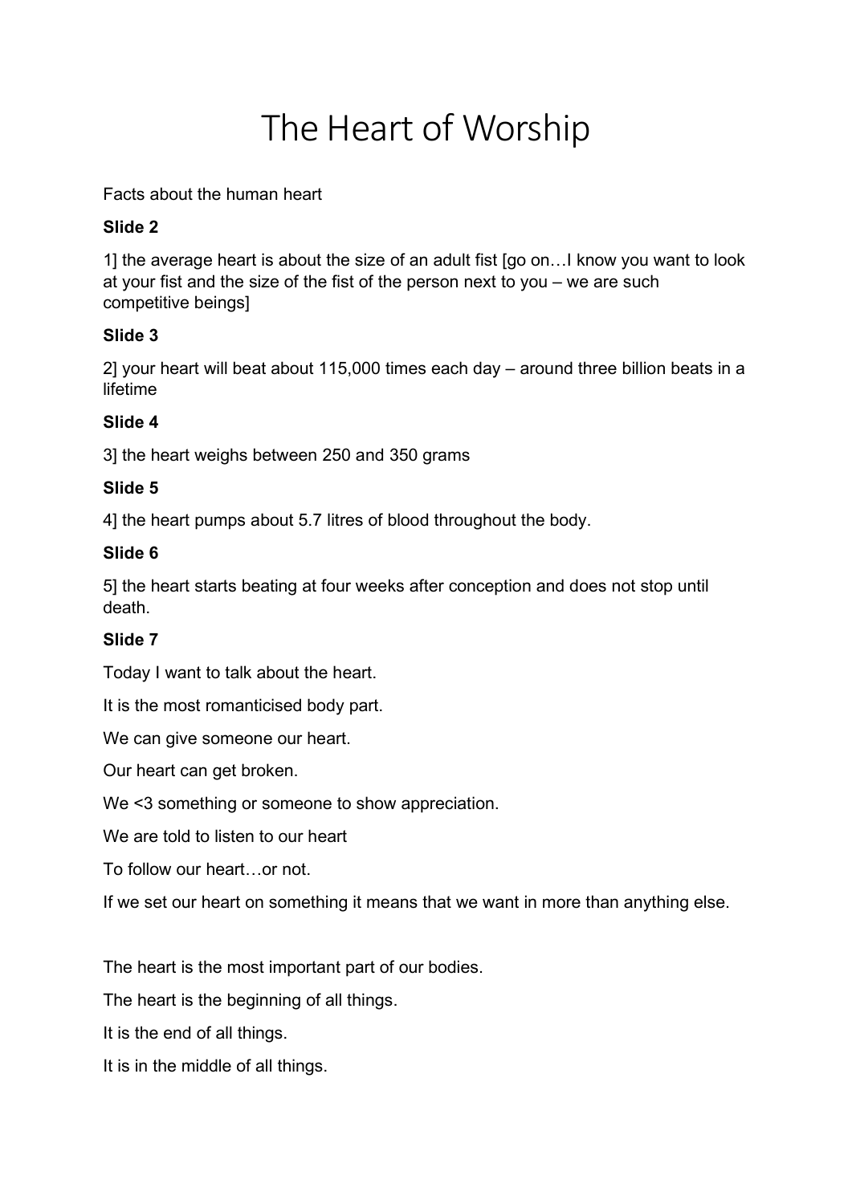# The Heart of Worship

Facts about the human heart

**Slide 2**

1] the average heart is about the size of an adult fist [go on…I know you want to look at your fist and the size of the fist of the person next to you – we are such competitive beings]

**Slide 3**

2] your heart will beat about 115,000 times each day – around three billion beats in a lifetime

**Slide 4**

3] the heart weighs between 250 and 350 grams

**Slide 5**

4] the heart pumps about 5.7 litres of blood throughout the body.

**Slide 6**

5] the heart starts beating at four weeks after conception and does not stop until death.

**Slide 7**

Today I want to talk about the heart.

It is the most romanticised body part.

We can give someone our heart.

Our heart can get broken.

We <3 something or someone to show appreciation.

We are told to listen to our heart

To follow our heart…or not.

If we set our heart on something it means that we want in more than anything else.

The heart is the most important part of our bodies.

The heart is the beginning of all things.

It is the end of all things.

It is in the middle of all things.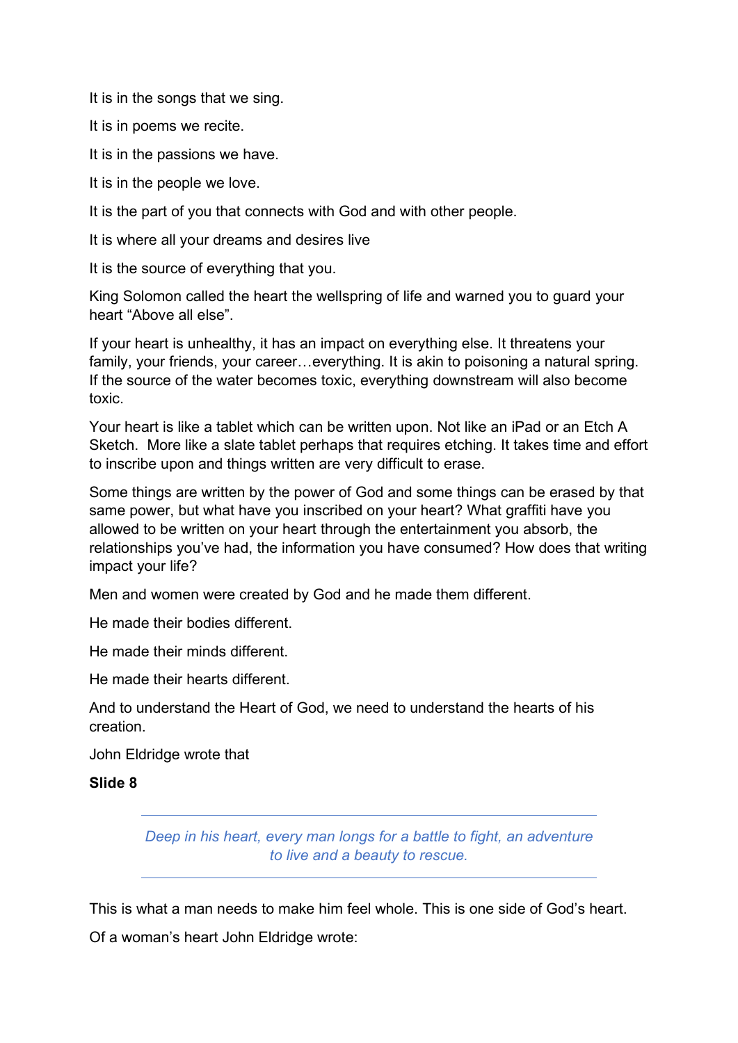It is in the songs that we sing.

It is in poems we recite.

It is in the passions we have.

It is in the people we love.

It is the part of you that connects with God and with other people.

It is where all your dreams and desires live

It is the source of everything that you.

King Solomon called the heart the wellspring of life and warned you to guard your heart “Above all else”.

If your heart is unhealthy, it has an impact on everything else. It threatens your family, your friends, your career…everything. It is akin to poisoning a natural spring. If the source of the water becomes toxic, everything downstream will also become toxic.

Your heart is like a tablet which can be written upon. Not like an iPad or an Etch A Sketch. More like a slate tablet perhaps that requires etching. It takes time and effort to inscribe upon and things written are very difficult to erase.

Some things are written by the power of God and some things can be erased by that same power, but what have you inscribed on your heart? What graffiti have you allowed to be written on your heart through the entertainment you absorb, the relationships you’ve had, the information you have consumed? How does that writing impact your life?

Men and women were created by God and he made them different.

He made their bodies different.

He made their minds different.

He made their hearts different.

And to understand the Heart of God, we need to understand the hearts of his creation.

John Eldridge wrote that

**Slide 8**

---

*Deep in his heart, every man longs for a battle to fight, an adventure to live and a beauty to rescue.*

---

This is what a man needs to make him feel whole. This is one side of God’s heart.

Of a woman’s heart John Eldridge wrote: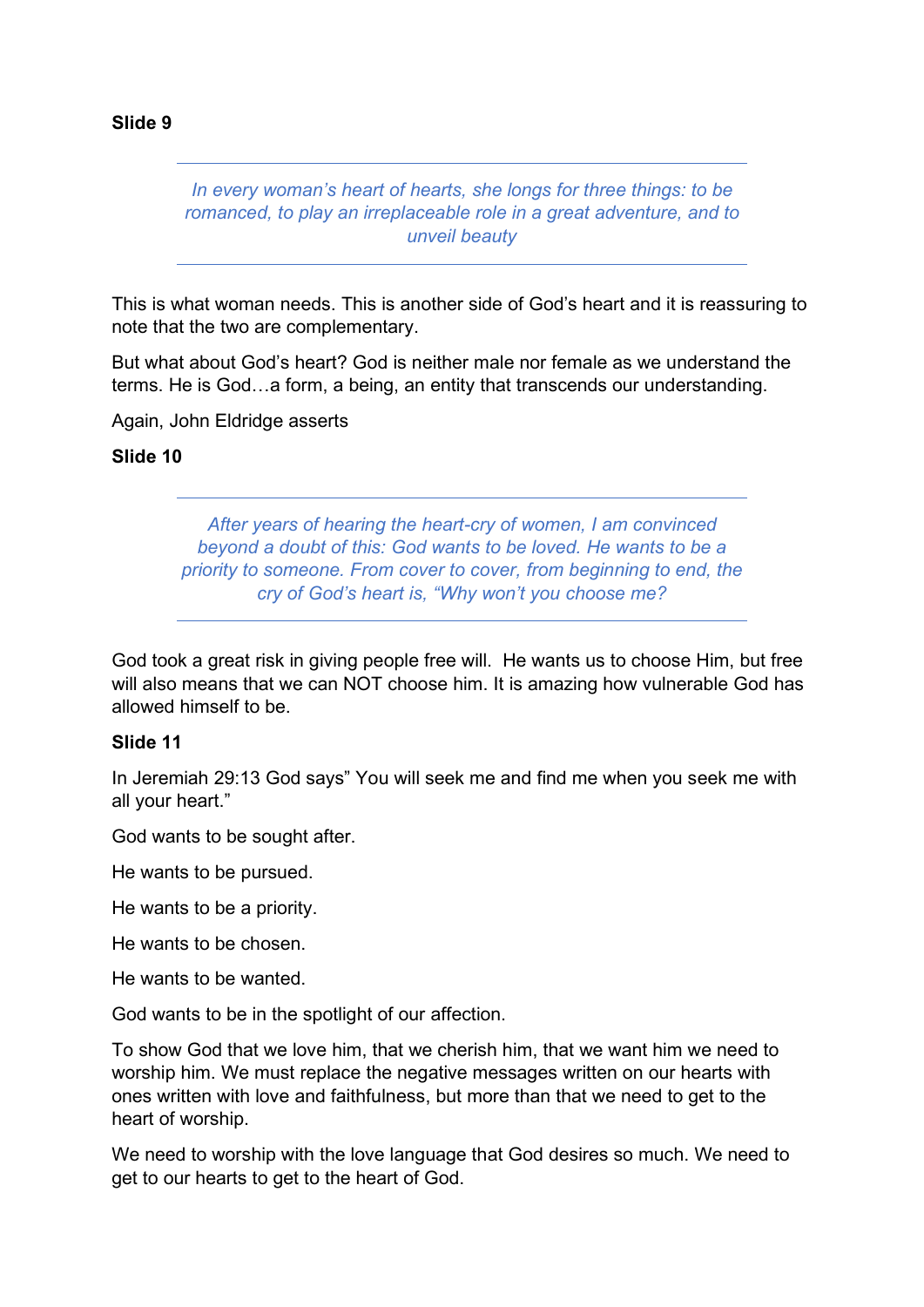**Slide 9**

---

*In every woman's heart of hearts, she longs for three things: to be romanced, to play an irreplaceable role in a great adventure, and to unveil beauty*

---

This is what woman needs. This is another side of God's heart and it is reassuring to note that the two are complementary.

But what about God's heart? God is neither male nor female as we understand the terms. He is God…a form, a being, an entity that transcends our understanding.

Again, John Eldridge asserts

**Slide 10**

---

*After years of hearing the heart-cry of women, I am convinced beyond a doubt of this: God wants to be loved. He wants to be a priority to someone. From cover to cover, from beginning to end, the cry of God's heart is, "Why won't you choose me?*

---

God took a great risk in giving people free will. He wants us to choose Him, but free will also means that we can NOT choose him. It is amazing how vulnerable God has allowed himself to be.

**Slide 11**

In Jeremiah 29:13 God says" You will seek me and find me when you seek me with all your heart."

God wants to be sought after.

He wants to be pursued.

He wants to be a priority.

He wants to be chosen.

He wants to be wanted.

God wants to be in the spotlight of our affection.

To show God that we love him, that we cherish him, that we want him we need to worship him. We must replace the negative messages written on our hearts with ones written with love and faithfulness, but more than that we need to get to the heart of worship.

We need to worship with the love language that God desires so much. We need to get to our hearts to get to the heart of God.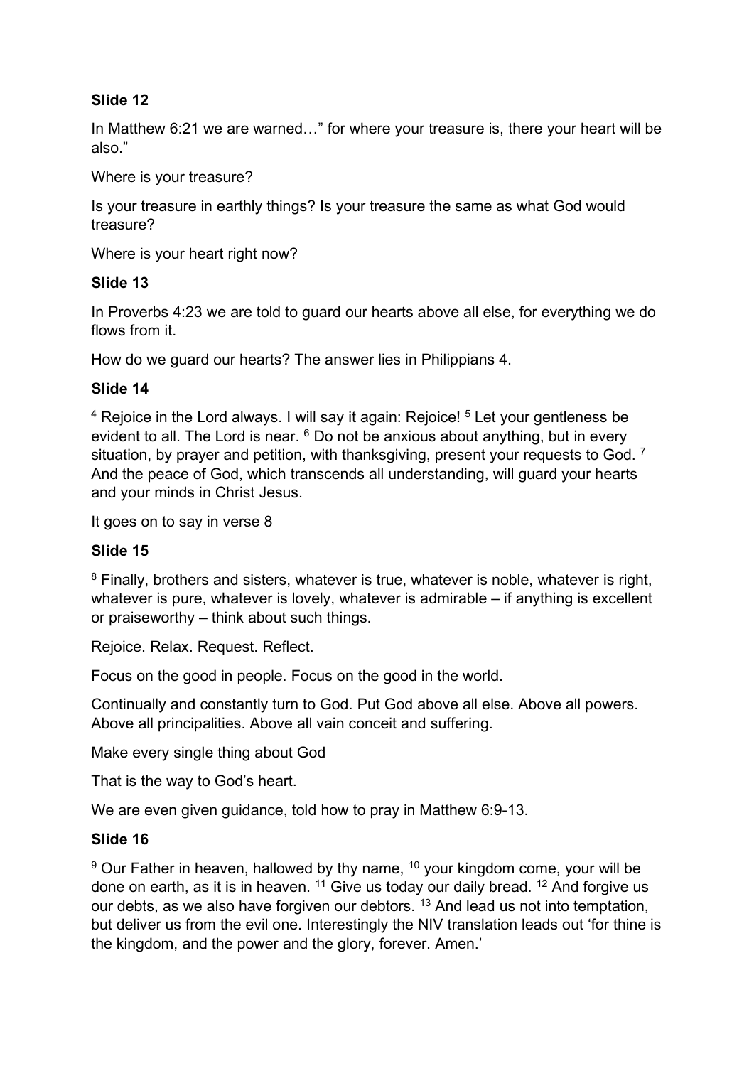**Slide 12**

In Matthew 6:21 we are warned…" for where your treasure is, there your heart will be also."

Where is your treasure?

Is your treasure in earthly things? Is your treasure the same as what God would treasure?

Where is your heart right now?

**Slide 13**

In Proverbs 4:23 we are told to guard our hearts above all else, for everything we do flows from it.

How do we guard our hearts? The answer lies in Philippians 4.

**Slide 14**

[4] Rejoice in the Lord always. I will say it again: Rejoice! [5] Let your gentleness be evident to all. The Lord is near. [6] Do not be anxious about anything, but in every situation, by prayer and petition, with thanksgiving, present your requests to God. [7] And the peace of God, which transcends all understanding, will guard your hearts and your minds in Christ Jesus.

It goes on to say in verse 8

**Slide 15**

[8] Finally, brothers and sisters, whatever is true, whatever is noble, whatever is right, whatever is pure, whatever is lovely, whatever is admirable – if anything is excellent or praiseworthy – think about such things.

Rejoice. Relax. Request. Reflect.

Focus on the good in people. Focus on the good in the world.

Continually and constantly turn to God. Put God above all else. Above all powers. Above all principalities. Above all vain conceit and suffering.

Make every single thing about God

That is the way to God's heart.

We are even given guidance, told how to pray in Matthew 6:9-13.

**Slide 16**

[9] Our Father in heaven, hallowed by thy name, [10] your kingdom come, your will be done on earth, as it is in heaven. [11] Give us today our daily bread. [12] And forgive us our debts, as we also have forgiven our debtors. [13] And lead us not into temptation, but deliver us from the evil one. Interestingly the NIV translation leads out 'for thine is the kingdom, and the power and the glory, forever. Amen.'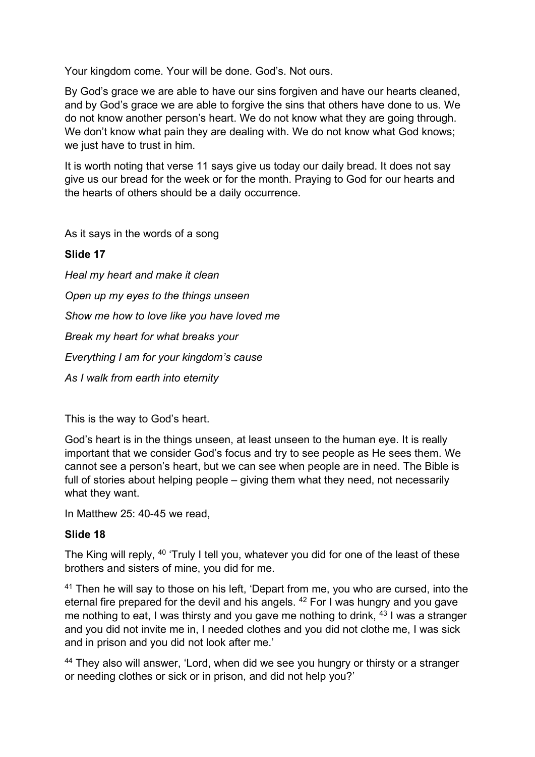Your kingdom come. Your will be done. God's. Not ours.

By God's grace we are able to have our sins forgiven and have our hearts cleaned, and by God's grace we are able to forgive the sins that others have done to us. We do not know another person's heart. We do not know what they are going through. We don't know what pain they are dealing with. We do not know what God knows; we just have to trust in him.

It is worth noting that verse 11 says give us today our daily bread. It does not say give us our bread for the week or for the month. Praying to God for our hearts and the hearts of others should be a daily occurrence.

As it says in the words of a song

**Slide 17**

*Heal my heart and make it clean*

*Open up my eyes to the things unseen*

*Show me how to love like you have loved me*

*Break my heart for what breaks your*

*Everything I am for your kingdom's cause*

*As I walk from earth into eternity*

This is the way to God's heart.

God's heart is in the things unseen, at least unseen to the human eye. It is really important that we consider God's focus and try to see people as He sees them. We cannot see a person's heart, but we can see when people are in need. The Bible is full of stories about helping people – giving them what they need, not necessarily what they want.

In Matthew 25: 40-45 we read,

**Slide 18**

The King will reply, [40] 'Truly I tell you, whatever you did for one of the least of these brothers and sisters of mine, you did for me.

[41] Then he will say to those on his left, 'Depart from me, you who are cursed, into the eternal fire prepared for the devil and his angels. [42] For I was hungry and you gave me nothing to eat, I was thirsty and you gave me nothing to drink, [43] I was a stranger and you did not invite me in, I needed clothes and you did not clothe me, I was sick and in prison and you did not look after me.'

[44] They also will answer, 'Lord, when did we see you hungry or thirsty or a stranger or needing clothes or sick or in prison, and did not help you?'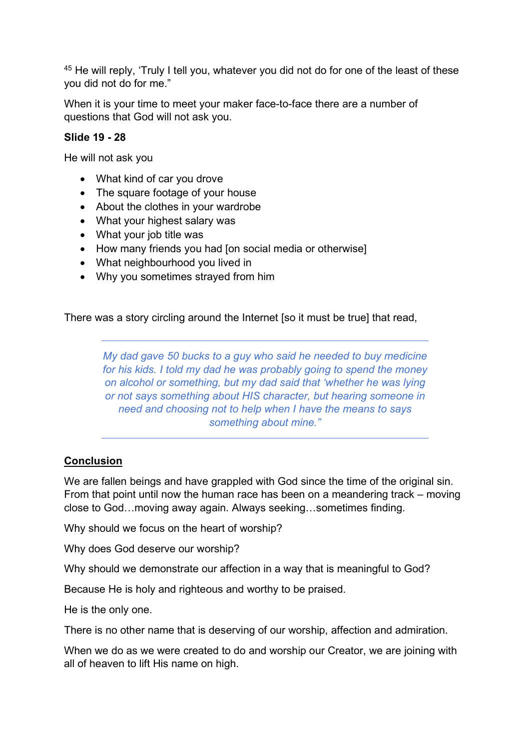[45] He will reply, 'Truly I tell you, whatever you did not do for one of the least of these you did not do for me."

When it is your time to meet your maker face-to-face there are a number of questions that God will not ask you.

**Slide 19 - 28**

He will not ask you

- What kind of car you drove
- The square footage of your house
- About the clothes in your wardrobe
- What your highest salary was
- What your job title was
- How many friends you had [on social media or otherwise]
- What neighbourhood you lived in
- Why you sometimes strayed from him

There was a story circling around the Internet [so it must be true] that read,

> *My dad gave 50 bucks to a guy who said he needed to buy medicine for his kids. I told my dad he was probably going to spend the money on alcohol or something, but my dad said that 'whether he was lying or not says something about HIS character, but hearing someone in need and choosing not to help when I have the means to says something about mine."*

## Conclusion

We are fallen beings and have grappled with God since the time of the original sin. From that point until now the human race has been on a meandering track – moving close to God…moving away again. Always seeking…sometimes finding.

Why should we focus on the heart of worship?

Why does God deserve our worship?

Why should we demonstrate our affection in a way that is meaningful to God?

Because He is holy and righteous and worthy to be praised.

He is the only one.

There is no other name that is deserving of our worship, affection and admiration.

When we do as we were created to do and worship our Creator, we are joining with all of heaven to lift His name on high.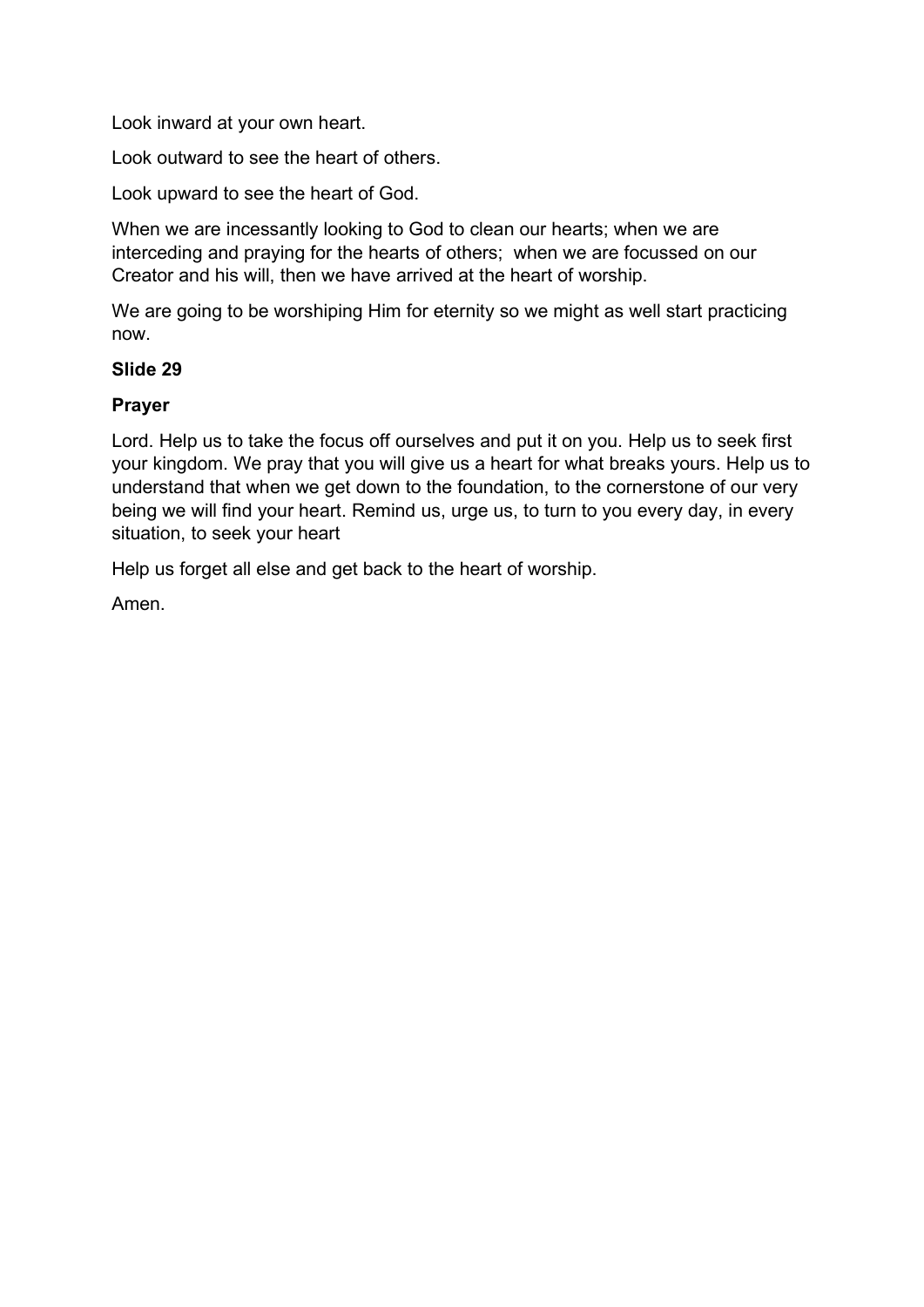Look inward at your own heart.

Look outward to see the heart of others.

Look upward to see the heart of God.

When we are incessantly looking to God to clean our hearts; when we are interceding and praying for the hearts of others;  when we are focussed on our Creator and his will, then we have arrived at the heart of worship.

We are going to be worshiping Him for eternity so we might as well start practicing now.

**Slide 29**

**Prayer**

Lord. Help us to take the focus off ourselves and put it on you. Help us to seek first your kingdom. We pray that you will give us a heart for what breaks yours. Help us to understand that when we get down to the foundation, to the cornerstone of our very being we will find your heart. Remind us, urge us, to turn to you every day, in every situation, to seek your heart

Help us forget all else and get back to the heart of worship.

Amen.